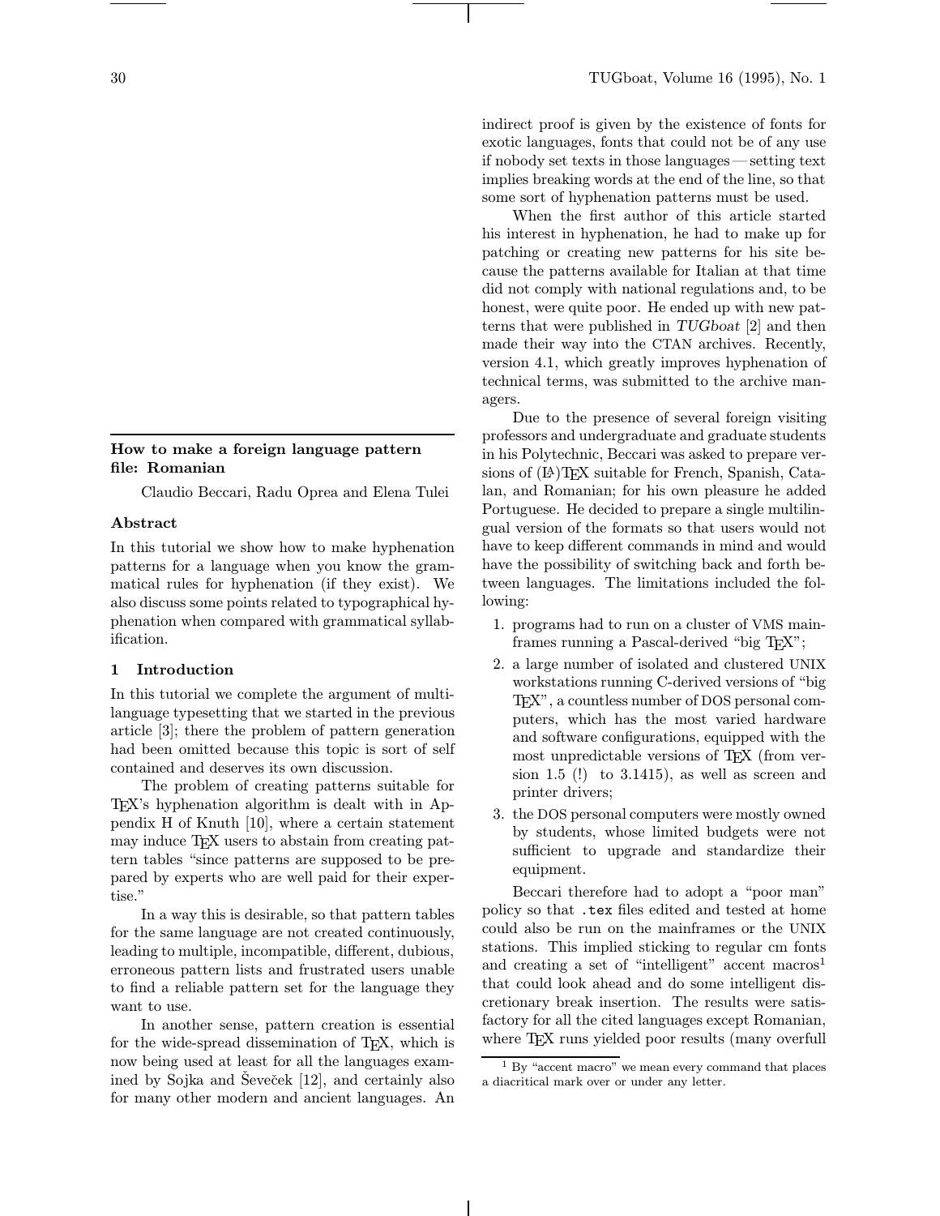## How to make a foreign language pattern file: Romanian

Claudio Beccari, Radu Oprea and Elena Tulei

### Abstract

In this tutorial we show how to make hyphenation patterns for a language when you know the grammatical rules for hyphenation (if they exist). We also discuss some points related to typographical hyphenation when compared with grammatical syllabification.

### 1 Introduction

In this tutorial we complete the argument of multi-language typesetting that we started in the previous article [3]; there the problem of pattern generation had been omitted because this topic is sort of self contained and deserves its own discussion.

The problem of creating patterns suitable for TEX's hyphenation algorithm is dealt with in Appendix H of Knuth [10], where a certain statement may induce TEX users to abstain from creating pattern tables "since patterns are supposed to be prepared by experts who are well paid for their expertise."

In a way this is desirable, so that pattern tables for the same language are not created continuously, leading to multiple, incompatible, different, dubious, erroneous pattern lists and frustrated users unable to find a reliable pattern set for the language they want to use.

In another sense, pattern creation is essential for the wide-spread dissemination of TEX, which is now being used at least for all the languages examined by Sojka and Ševeček [12], and certainly also for many other modern and ancient languages. An indirect proof is given by the existence of fonts for exotic languages, fonts that could not be of any use if nobody set texts in those languages — setting text implies breaking words at the end of the line, so that some sort of hyphenation patterns must be used.

When the first author of this article started his interest in hyphenation, he had to make up for patching or creating new patterns for his site because the patterns available for Italian at that time did not comply with national regulations and, to be honest, were quite poor. He ended up with new patterns that were published in *TUGboat* [2] and then made their way into the CTAN archives. Recently, version 4.1, which greatly improves hyphenation of technical terms, was submitted to the archive managers.

Due to the presence of several foreign visiting professors and undergraduate and graduate students in his Polytechnic, Beccari was asked to prepare versions of (LA)TEX suitable for French, Spanish, Catalan, and Romanian; for his own pleasure he added Portuguese. He decided to prepare a single multilingual version of the formats so that users would not have to keep different commands in mind and would have the possibility of switching back and forth between languages. The limitations included the following:

1. programs had to run on a cluster of VMS mainframes running a Pascal-derived "big TEX";
2. a large number of isolated and clustered UNIX workstations running C-derived versions of "big TEX", a countless number of DOS personal computers, which has the most varied hardware and software configurations, equipped with the most unpredictable versions of TEX (from version 1.5 (!) to 3.1415), as well as screen and printer drivers;
3. the DOS personal computers were mostly owned by students, whose limited budgets were not sufficient to upgrade and standardize their equipment.

Beccari therefore had to adopt a "poor man" policy so that `.tex` files edited and tested at home could also be run on the mainframes or the UNIX stations. This implied sticking to regular cm fonts and creating a set of "intelligent" accent macros[1] that could look ahead and do some intelligent discretionary break insertion. The results were satisfactory for all the cited languages except Romanian, where TEX runs yielded poor results (many overfull

[1] By "accent macro" we mean every command that places a diacritical mark over or under any letter.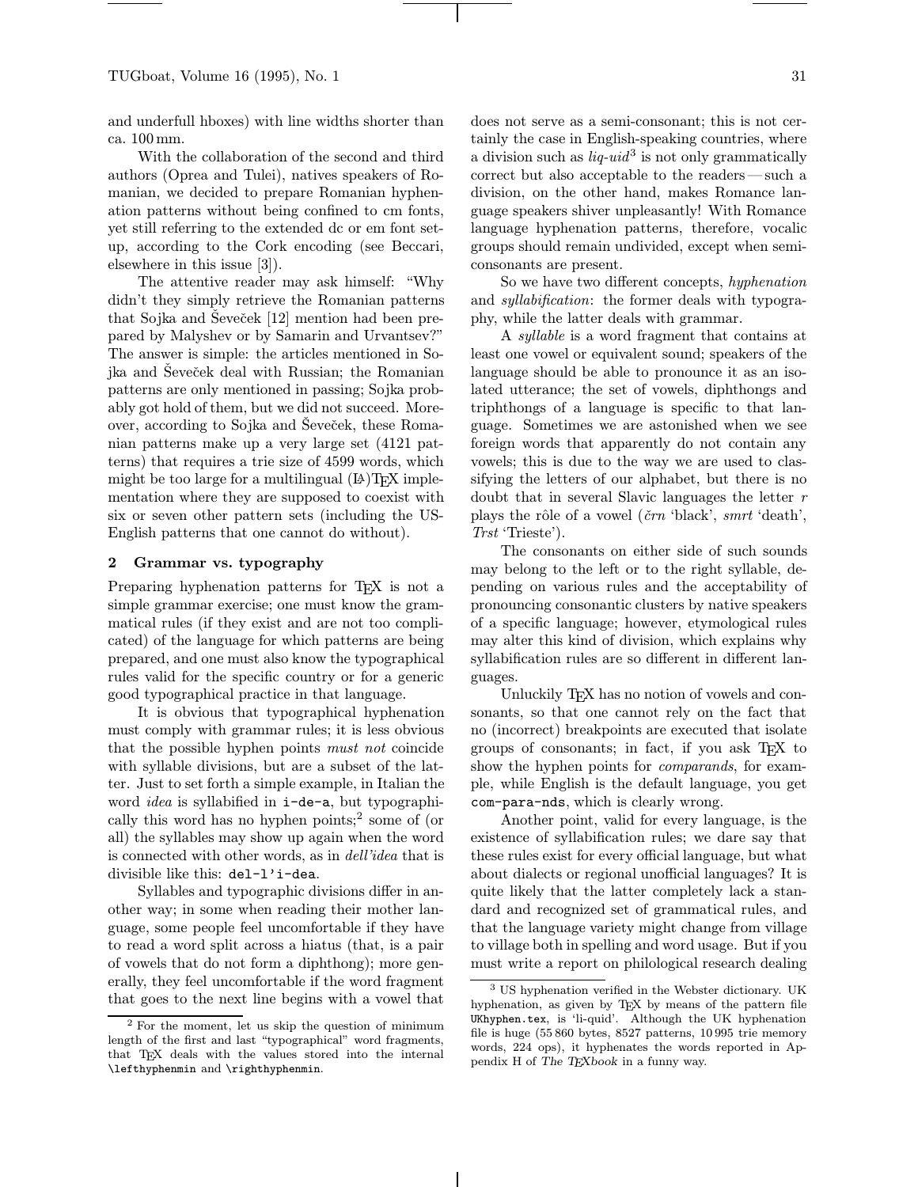and underfull hboxes) with line widths shorter than ca. 100 mm.

With the collaboration of the second and third authors (Oprea and Tulei), natives speakers of Romanian, we decided to prepare Romanian hyphenation patterns without being confined to cm fonts, yet still referring to the extended dc or em font setup, according to the Cork encoding (see Beccari, elsewhere in this issue [3]).

The attentive reader may ask himself: "Why didn't they simply retrieve the Romanian patterns that Sojka and Ševeček [12] mention had been prepared by Malyshev or by Samarin and Urvantsev?" The answer is simple: the articles mentioned in Sojka and Ševeček deal with Russian; the Romanian patterns are only mentioned in passing; Sojka probably got hold of them, but we did not succeed. Moreover, according to Sojka and Ševeček, these Romanian patterns make up a very large set (4121 patterns) that requires a trie size of 4599 words, which might be too large for a multilingual (LA)TEX implementation where they are supposed to coexist with six or seven other pattern sets (including the US-English patterns that one cannot do without).

## 2 Grammar vs. typography

Preparing hyphenation patterns for TEX is not a simple grammar exercise; one must know the grammatical rules (if they exist and are not too complicated) of the language for which patterns are being prepared, and one must also know the typographical rules valid for the specific country or for a generic good typographical practice in that language.

It is obvious that typographical hyphenation must comply with grammar rules; it is less obvious that the possible hyphen points *must not* coincide with syllable divisions, but are a subset of the latter. Just to set forth a simple example, in Italian the word *idea* is syllabified in `i-de-a`, but typographically this word has no hyphen points;[2] some of (or all) the syllables may show up again when the word is connected with other words, as in *dell'idea* that is divisible like this: `del-l'i-dea`.

Syllables and typographic divisions differ in another way; in some when reading their mother language, some people feel uncomfortable if they have to read a word split across a hiatus (that, is a pair of vowels that do not form a diphthong); more generally, they feel uncomfortable if the word fragment that goes to the next line begins with a vowel that does not serve as a semi-consonant; this is not certainly the case in English-speaking countries, where a division such as *liq-uid*[3] is not only grammatically correct but also acceptable to the readers — such a division, on the other hand, makes Romance language speakers shiver unpleasantly! With Romance language hyphenation patterns, therefore, vocalic groups should remain undivided, except when semi-consonants are present.

So we have two different concepts, *hyphenation* and *syllabification*: the former deals with typography, while the latter deals with grammar.

A *syllable* is a word fragment that contains at least one vowel or equivalent sound; speakers of the language should be able to pronounce it as an isolated utterance; the set of vowels, diphthongs and triphthongs of a language is specific to that language. Sometimes we are astonished when we see foreign words that apparently do not contain any vowels; this is due to the way we are used to classifying the letters of our alphabet, but there is no doubt that in several Slavic languages the letter *r* plays the rôle of a vowel (*črn* 'black', *smrt* 'death', *Trst* 'Trieste').

The consonants on either side of such sounds may belong to the left or to the right syllable, depending on various rules and the acceptability of pronouncing consonantic clusters by native speakers of a specific language; however, etymological rules may alter this kind of division, which explains why syllabification rules are so different in different languages.

Unluckily TEX has no notion of vowels and consonants, so that one cannot rely on the fact that no (incorrect) breakpoints are executed that isolate groups of consonants; in fact, if you ask TEX to show the hyphen points for *comparands*, for example, while English is the default language, you get `com-para-nds`, which is clearly wrong.

Another point, valid for every language, is the existence of syllabification rules; we dare say that these rules exist for every official language, but what about dialects or regional unofficial languages? It is quite likely that the latter completely lack a standard and recognized set of grammatical rules, and that the language variety might change from village to village both in spelling and word usage. But if you must write a report on philological research dealing

---

[2] For the moment, let us skip the question of minimum length of the first and last "typographical" word fragments, that TEX deals with the values stored into the internal `\lefthyphenmin` and `\righthyphenmin`.

[3] US hyphenation verified in the Webster dictionary. UK hyphenation, as given by TEX by means of the pattern file `UKhyphen.tex`, is 'li-quid'. Although the UK hyphenation file is huge (55 860 bytes, 8527 patterns, 10 995 trie memory words, 224 ops), it hyphenates the words reported in Appendix H of *The TEXbook* in a funny way.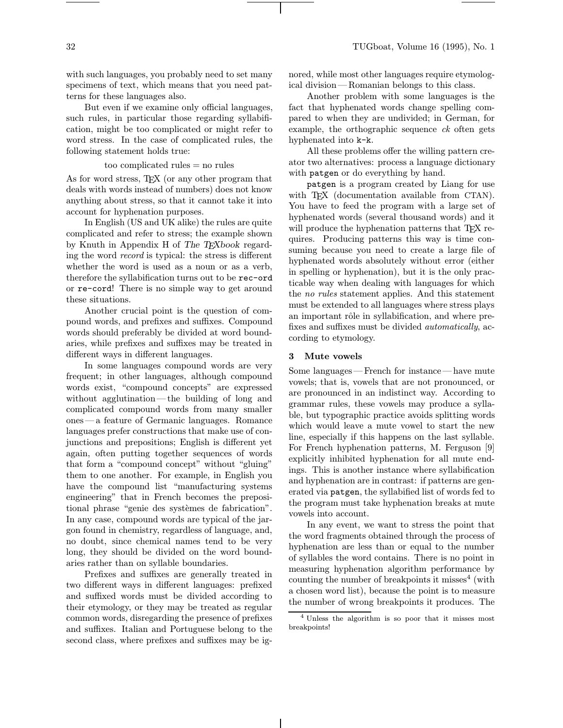with such languages, you probably need to set many specimens of text, which means that you need patterns for these languages also.

But even if we examine only official languages, such rules, in particular those regarding syllabification, might be too complicated or might refer to word stress. In the case of complicated rules, the following statement holds true:

too complicated rules = no rules

As for word stress, TEX (or any other program that deals with words instead of numbers) does not know anything about stress, so that it cannot take it into account for hyphenation purposes.

In English (US and UK alike) the rules are quite complicated and refer to stress; the example shown by Knuth in Appendix H of *The TEXbook* regarding the word *record* is typical: the stress is different whether the word is used as a noun or as a verb, therefore the syllabification turns out to be `rec-ord` or `re-cord`! There is no simple way to get around these situations.

Another crucial point is the question of compound words, and prefixes and suffixes. Compound words should preferably be divided at word boundaries, while prefixes and suffixes may be treated in different ways in different languages.

In some languages compound words are very frequent; in other languages, although compound words exist, "compound concepts" are expressed without agglutination — the building of long and complicated compound words from many smaller ones — a feature of Germanic languages. Romance languages prefer constructions that make use of conjunctions and prepositions; English is different yet again, often putting together sequences of words that form a "compound concept" without "gluing" them to one another. For example, in English you have the compound list "manufacturing systems engineering" that in French becomes the prepositional phrase "genie des systèmes de fabrication". In any case, compound words are typical of the jargon found in chemistry, regardless of language, and, no doubt, since chemical names tend to be very long, they should be divided on the word boundaries rather than on syllable boundaries.

Prefixes and suffixes are generally treated in two different ways in different languages: prefixed and suffixed words must be divided according to their etymology, or they may be treated as regular common words, disregarding the presence of prefixes and suffixes. Italian and Portuguese belong to the second class, where prefixes and suffixes may be ignored, while most other languages require etymological division — Romanian belongs to this class.

Another problem with some languages is the fact that hyphenated words change spelling compared to when they are undivided; in German, for example, the orthographic sequence *ck* often gets hyphenated into `k-k`.

All these problems offer the willing pattern creator two alternatives: process a language dictionary with `patgen` or do everything by hand.

`patgen` is a program created by Liang for use with TEX (documentation available from CTAN). You have to feed the program with a large set of hyphenated words (several thousand words) and it will produce the hyphenation patterns that TEX requires. Producing patterns this way is time consuming because you need to create a large file of hyphenated words absolutely without error (either in spelling or hyphenation), but it is the only practicable way when dealing with languages for which the *no rules* statement applies. And this statement must be extended to all languages where stress plays an important rôle in syllabification, and where prefixes and suffixes must be divided *automatically*, according to etymology.

## 3 Mute vowels

Some languages — French for instance — have mute vowels; that is, vowels that are not pronounced, or are pronounced in an indistinct way. According to grammar rules, these vowels may produce a syllable, but typographic practice avoids splitting words which would leave a mute vowel to start the new line, especially if this happens on the last syllable. For French hyphenation patterns, M. Ferguson [9] explicitly inhibited hyphenation for all mute endings. This is another instance where syllabification and hyphenation are in contrast: if patterns are generated via `patgen`, the syllabified list of words fed to the program must take hyphenation breaks at mute vowels into account.

In any event, we want to stress the point that the word fragments obtained through the process of hyphenation are less than or equal to the number of syllables the word contains. There is no point in measuring hyphenation algorithm performance by counting the number of breakpoints it misses[4] (with a chosen word list), because the point is to measure the number of wrong breakpoints it produces. The

[4] Unless the algorithm is so poor that it misses most breakpoints!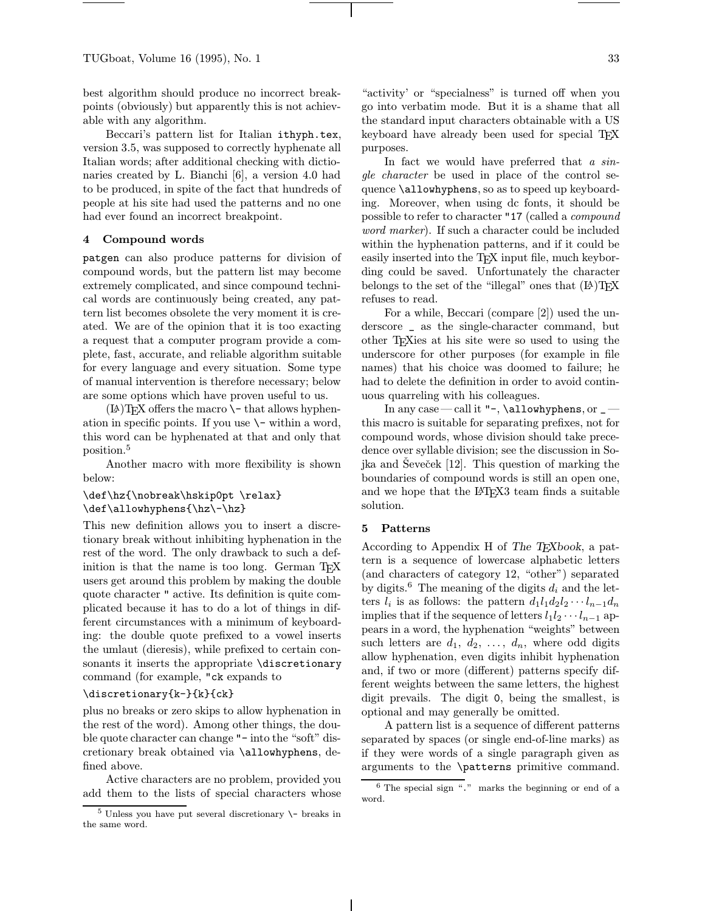best algorithm should produce no incorrect breakpoints (obviously) but apparently this is not achievable with any algorithm.

Beccari's pattern list for Italian `ithyph.tex`, version 3.5, was supposed to correctly hyphenate all Italian words; after additional checking with dictionaries created by L. Bianchi [6], a version 4.0 had to be produced, in spite of the fact that hundreds of people at his site had used the patterns and no one had ever found an incorrect breakpoint.

## 4 Compound words

`patgen` can also produce patterns for division of compound words, but the pattern list may become extremely complicated, and since compound technical words are continuously being created, any pattern list becomes obsolete the very moment it is created. We are of the opinion that it is too exacting a request that a computer program provide a complete, fast, accurate, and reliable algorithm suitable for every language and every situation. Some type of manual intervention is therefore necessary; below are some options which have proven useful to us.

(LA)TEX offers the macro `\-` that allows hyphenation in specific points. If you use `\-` within a word, this word can be hyphenated at that and only that position.[5]

Another macro with more flexibility is shown below:

```
\def\hz{\nobreak\hskip0pt \relax}
\def\allowhyphens{\hz\-\hz}
```

This new definition allows you to insert a discretionary break without inhibiting hyphenation in the rest of the word. The only drawback to such a definition is that the name is too long. German TEX users get around this problem by making the double quote character `"` active. Its definition is quite complicated because it has to do a lot of things in different circumstances with a minimum of keyboarding: the double quote prefixed to a vowel inserts the umlaut (dieresis), while prefixed to certain consonants it inserts the appropriate `\discretionary` command (for example, `"ck` expands to

```
\discretionary{k-}{k}{ck}
```

plus no breaks or zero skips to allow hyphenation in the rest of the word). Among other things, the double quote character can change `"-` into the "soft" discretionary break obtained via `\allowhyphens`, defined above.

Active characters are no problem, provided you add them to the lists of special characters whose "activity' or "specialness" is turned off when you go into verbatim mode. But it is a shame that all the standard input characters obtainable with a US keyboard have already been used for special TEX purposes.

In fact we would have preferred that *a single character* be used in place of the control sequence `\allowhyphens`, so as to speed up keyboarding. Moreover, when using dc fonts, it should be possible to refer to character `"17` (called a *compound word marker*). If such a character could be included within the hyphenation patterns, and if it could be easily inserted into the TEX input file, much keybording could be saved. Unfortunately the character belongs to the set of the "illegal" ones that (LA)TEX refuses to read.

For a while, Beccari (compare [2]) used the underscore `_` as the single-character command, but other TEXies at his site were so used to using the underscore for other purposes (for example in file names) that his choice was doomed to failure; he had to delete the definition in order to avoid continuous quarreling with his colleagues.

In any case — call it `"-`, `\allowhyphens`, or `_` — this macro is suitable for separating prefixes, not for compound words, whose division should take precedence over syllable division; see the discussion in Sojka and Ševeček [12]. This question of marking the boundaries of compound words is still an open one, and we hope that the LATEX3 team finds a suitable solution.

## 5 Patterns

According to Appendix H of *The TEXbook*, a pattern is a sequence of lowercase alphabetic letters (and characters of category 12, "other") separated by digits.[6] The meaning of the digits $d_i$ and the letters $l_i$ is as follows: the pattern $d_1 l_1 d_2 l_2 \cdots l_{n-1} d_n$ implies that if the sequence of letters $l_1 l_2 \cdots l_{n-1}$ appears in a word, the hyphenation "weights" between such letters are $d_1$, $d_2$, $\ldots$, $d_n$, where odd digits allow hyphenation, even digits inhibit hyphenation and, if two or more (different) patterns specify different weights between the same letters, the highest digit prevails. The digit `0`, being the smallest, is optional and may generally be omitted.

A pattern list is a sequence of different patterns separated by spaces (or single end-of-line marks) as if they were words of a single paragraph given as arguments to the `\patterns` primitive command.

---

[5] Unless you have put several discretionary `\-` breaks in the same word.

[6] The special sign "." marks the beginning or end of a word.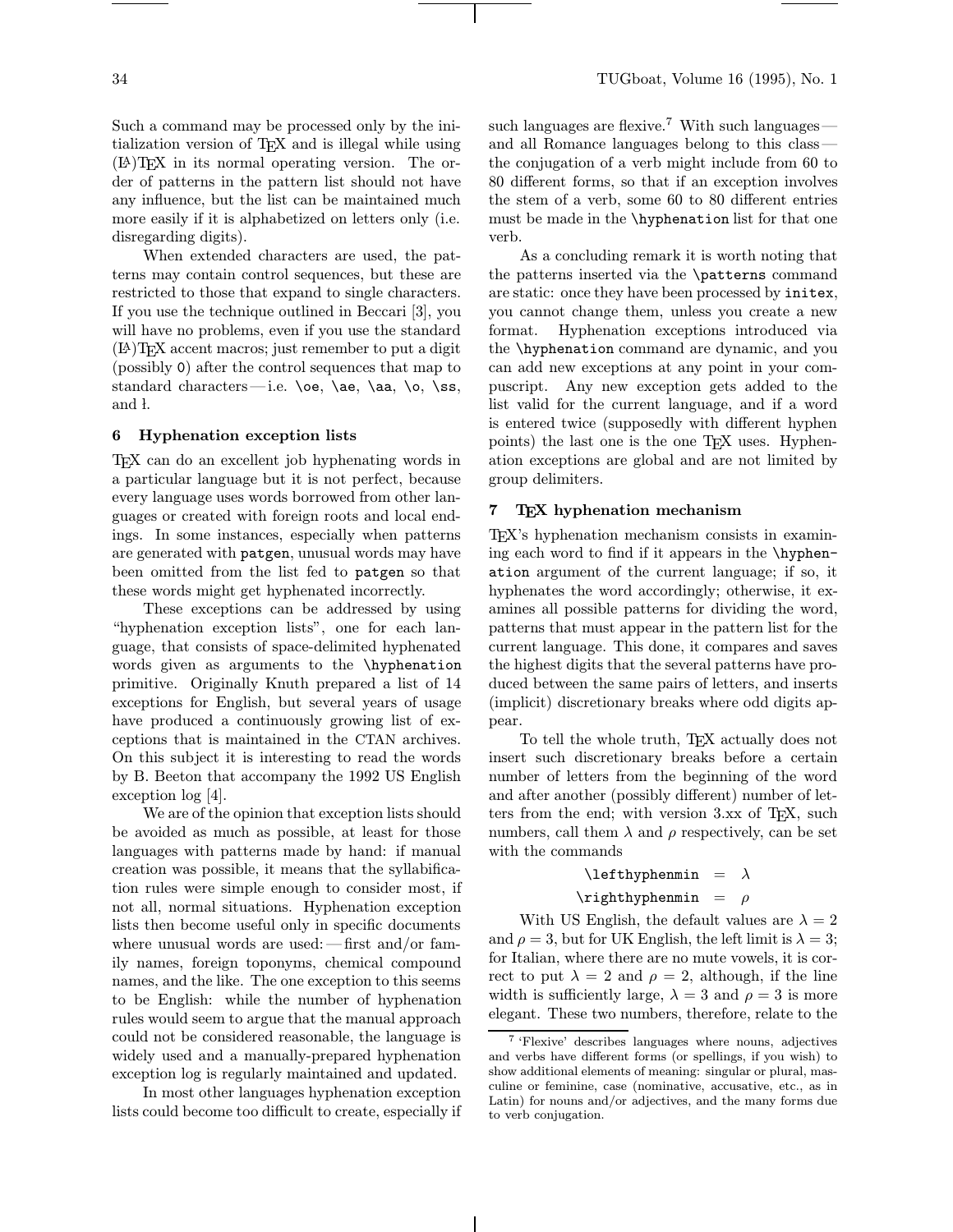Such a command may be processed only by the initialization version of TeX and is illegal while using (LA)TeX in its normal operating version. The order of patterns in the pattern list should not have any influence, but the list can be maintained much more easily if it is alphabetized on letters only (i.e. disregarding digits).

When extended characters are used, the patterns may contain control sequences, but these are restricted to those that expand to single characters. If you use the technique outlined in Beccari [3], you will have no problems, even if you use the standard (LA)TeX accent macros; just remember to put a digit (possibly `0`) after the control sequences that map to standard characters — i.e. `\oe`, `\ae`, `\aa`, `\o`, `\ss`, and ł.

### 6 Hyphenation exception lists

TeX can do an excellent job hyphenating words in a particular language but it is not perfect, because every language uses words borrowed from other languages or created with foreign roots and local endings. In some instances, especially when patterns are generated with `patgen`, unusual words may have been omitted from the list fed to `patgen` so that these words might get hyphenated incorrectly.

These exceptions can be addressed by using "hyphenation exception lists", one for each language, that consists of space-delimited hyphenated words given as arguments to the `\hyphenation` primitive. Originally Knuth prepared a list of 14 exceptions for English, but several years of usage have produced a continuously growing list of exceptions that is maintained in the CTAN archives. On this subject it is interesting to read the words by B. Beeton that accompany the 1992 US English exception log [4].

We are of the opinion that exception lists should be avoided as much as possible, at least for those languages with patterns made by hand: if manual creation was possible, it means that the syllabification rules were simple enough to consider most, if not all, normal situations. Hyphenation exception lists then become useful only in specific documents where unusual words are used: — first and/or family names, foreign toponyms, chemical compound names, and the like. The one exception to this seems to be English: while the number of hyphenation rules would seem to argue that the manual approach could not be considered reasonable, the language is widely used and a manually-prepared hyphenation exception log is regularly maintained and updated.

In most other languages hyphenation exception lists could become too difficult to create, especially if such languages are flexive.[7] With such languages — and all Romance languages belong to this class — the conjugation of a verb might include from 60 to 80 different forms, so that if an exception involves the stem of a verb, some 60 to 80 different entries must be made in the `\hyphenation` list for that one verb.

As a concluding remark it is worth noting that the patterns inserted via the `\patterns` command are static: once they have been processed by `initex`, you cannot change them, unless you create a new format. Hyphenation exceptions introduced via the `\hyphenation` command are dynamic, and you can add new exceptions at any point in your compuscript. Any new exception gets added to the list valid for the current language, and if a word is entered twice (supposedly with different hyphen points) the last one is the one TeX uses. Hyphenation exceptions are global and are not limited by group delimiters.

### 7 TeX hyphenation mechanism

TeX's hyphenation mechanism consists in examining each word to find if it appears in the `\hyphenation` argument of the current language; if so, it hyphenates the word accordingly; otherwise, it examines all possible patterns for dividing the word, patterns that must appear in the pattern list for the current language. This done, it compares and saves the highest digits that the several patterns have produced between the same pairs of letters, and inserts (implicit) discretionary breaks where odd digits appear.

To tell the whole truth, TeX actually does not insert such discretionary breaks before a certain number of letters from the beginning of the word and after another (possibly different) number of letters from the end; with version 3.xx of TeX, such numbers, call them $\lambda$ and $\rho$ respectively, can be set with the commands

$$\texttt{\char`\\lefthyphenmin} = \lambda$$
$$\texttt{\char`\\righthyphenmin} = \rho$$

With US English, the default values are $\lambda = 2$ and $\rho = 3$, but for UK English, the left limit is $\lambda = 3$; for Italian, where there are no mute vowels, it is correct to put $\lambda = 2$ and $\rho = 2$, although, if the line width is sufficiently large, $\lambda = 3$ and $\rho = 3$ is more elegant. These two numbers, therefore, relate to the

[7] 'Flexive' describes languages where nouns, adjectives and verbs have different forms (or spellings, if you wish) to show additional elements of meaning: singular or plural, masculine or feminine, case (nominative, accusative, etc., as in Latin) for nouns and/or adjectives, and the many forms due to verb conjugation.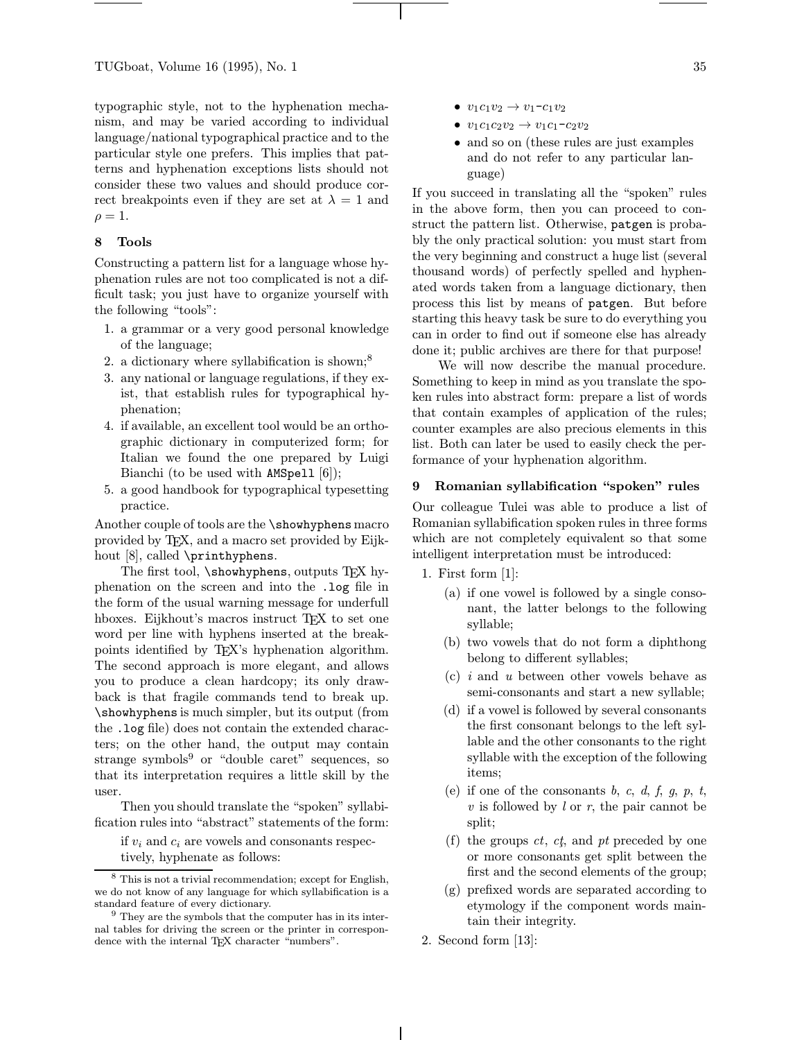typographic style, not to the hyphenation mechanism, and may be varied according to individual language/national typographical practice and to the particular style one prefers. This implies that patterns and hyphenation exceptions lists should not consider these two values and should produce correct breakpoints even if they are set at $\lambda = 1$ and $\rho = 1$.

## 8 Tools

Constructing a pattern list for a language whose hyphenation rules are not too complicated is not a difficult task; you just have to organize yourself with the following "tools":

1. a grammar or a very good personal knowledge of the language;
2. a dictionary where syllabification is shown;[8]
3. any national or language regulations, if they exist, that establish rules for typographical hyphenation;
4. if available, an excellent tool would be an orthographic dictionary in computerized form; for Italian we found the one prepared by Luigi Bianchi (to be used with `AMSpell` [6]);
5. a good handbook for typographical typesetting practice.

Another couple of tools are the `\showhyphens` macro provided by TEX, and a macro set provided by Eijkhout [8], called `\printhyphens`.

The first tool, `\showhyphens`, outputs TEX hyphenation on the screen and into the `.log` file in the form of the usual warning message for underfull hboxes. Eijkhout's macros instruct TEX to set one word per line with hyphens inserted at the breakpoints identified by TEX's hyphenation algorithm. The second approach is more elegant, and allows you to produce a clean hardcopy; its only drawback is that fragile commands tend to break up. `\showhyphens` is much simpler, but its output (from the `.log` file) does not contain the extended characters; on the other hand, the output may contain strange symbols[9] or "double caret" sequences, so that its interpretation requires a little skill by the user.

Then you should translate the "spoken" syllabification rules into "abstract" statements of the form:

> if $v_i$ and $c_i$ are vowels and consonants respectively, hyphenate as follows:
>
> - $v_1c_1v_2 \to v_1\text{-}c_1v_2$
> - $v_1c_1c_2v_2 \to v_1c_1\text{-}c_2v_2$
> - and so on (these rules are just examples and do not refer to any particular language)

If you succeed in translating all the "spoken" rules in the above form, then you can proceed to construct the pattern list. Otherwise, `patgen` is probably the only practical solution: you must start from the very beginning and construct a huge list (several thousand words) of perfectly spelled and hyphenated words taken from a language dictionary, then process this list by means of `patgen`. But before starting this heavy task be sure to do everything you can in order to find out if someone else has already done it; public archives are there for that purpose!

We will now describe the manual procedure. Something to keep in mind as you translate the spoken rules into abstract form: prepare a list of words that contain examples of application of the rules; counter examples are also precious elements in this list. Both can later be used to easily check the performance of your hyphenation algorithm.

## 9 Romanian syllabification "spoken" rules

Our colleague Tulei was able to produce a list of Romanian syllabification spoken rules in three forms which are not completely equivalent so that some intelligent interpretation must be introduced:

1. First form [1]:
   (a) if one vowel is followed by a single consonant, the latter belongs to the following syllable;
   (b) two vowels that do not form a diphthong belong to different syllables;
   (c) *i* and *u* between other vowels behave as semi-consonants and start a new syllable;
   (d) if a vowel is followed by several consonants the first consonant belongs to the left syllable and the other consonants to the right syllable with the exception of the following items;
   (e) if one of the consonants *b*, *c*, *d*, *f*, *g*, *p*, *t*, *v* is followed by *l* or *r*, the pair cannot be split;
   (f) the groups *ct*, *cţ*, and *pt* preceded by one or more consonants get split between the first and the second elements of the group;
   (g) prefixed words are separated according to etymology if the component words maintain their integrity.
2. Second form [13]:

[8] This is not a trivial recommendation; except for English, we do not know of any language for which syllabification is a standard feature of every dictionary.

[9] They are the symbols that the computer has in its internal tables for driving the screen or the printer in correspondence with the internal TEX character "numbers".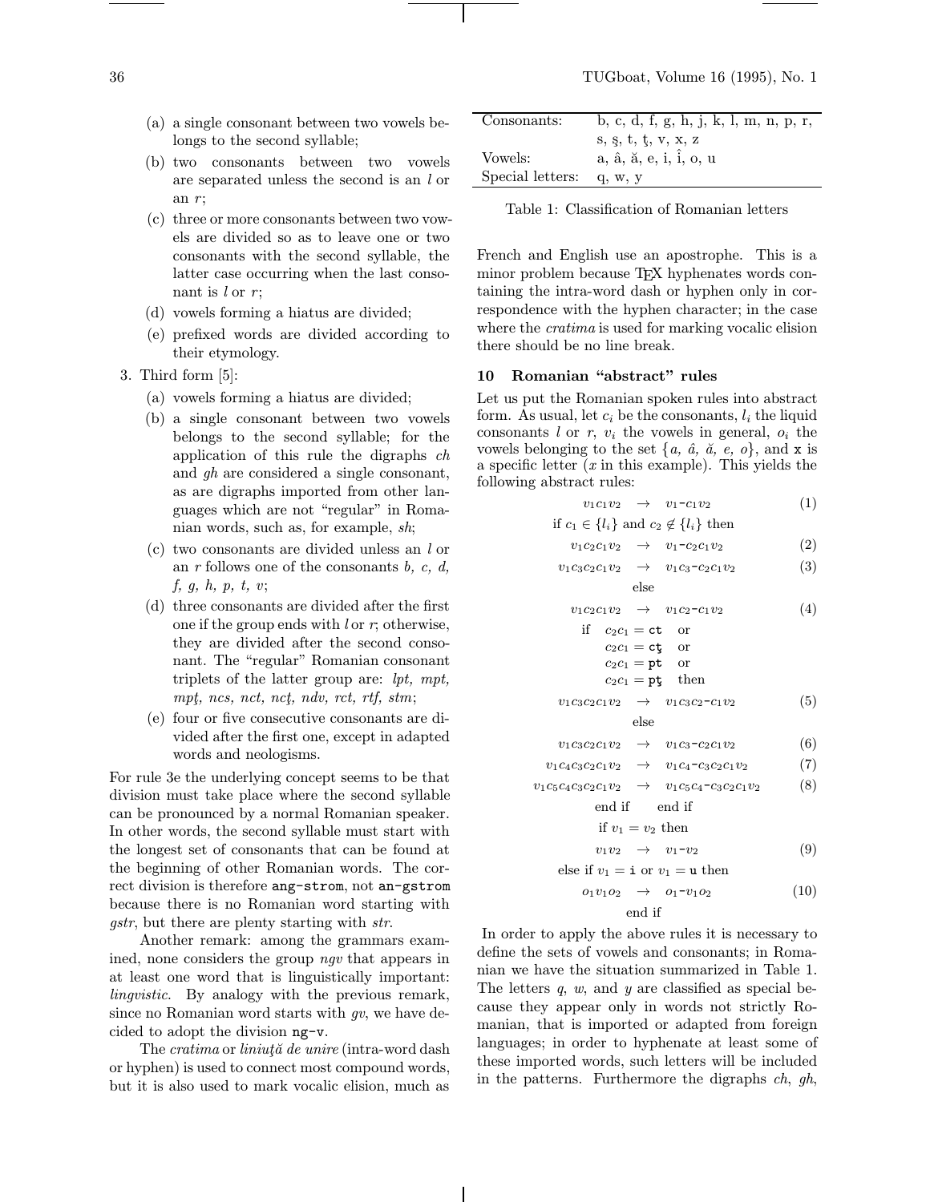(a) a single consonant between two vowels belongs to the second syllable;

(b) two consonants between two vowels are separated unless the second is an *l* or an *r*;

(c) three or more consonants between two vowels are divided so as to leave one or two consonants with the second syllable, the latter case occurring when the last consonant is *l* or *r*;

(d) vowels forming a hiatus are divided;

(e) prefixed words are divided according to their etymology.

3. Third form [5]:

(a) vowels forming a hiatus are divided;

(b) a single consonant between two vowels belongs to the second syllable; for the application of this rule the digraphs *ch* and *gh* are considered a single consonant, as are digraphs imported from other languages which are not "regular" in Romanian words, such as, for example, *sh*;

(c) two consonants are divided unless an *l* or an *r* follows one of the consonants *b, c, d, f, g, h, p, t, v*;

(d) three consonants are divided after the first one if the group ends with *l* or *r*; otherwise, they are divided after the second consonant. The "regular" Romanian consonant triplets of the latter group are: *lpt, mpt, mpţ, ncs, nct, ncţ, ndv, rct, rtf, stm*;

(e) four or five consecutive consonants are divided after the first one, except in adapted words and neologisms.

For rule 3e the underlying concept seems to be that division must take place where the second syllable can be pronounced by a normal Romanian speaker. In other words, the second syllable must start with the longest set of consonants that can be found at the beginning of other Romanian words. The correct division is therefore `ang-strom`, not `an-gstrom` because there is no Romanian word starting with *gstr*, but there are plenty starting with *str*.

Another remark: among the grammars examined, none considers the group *ngv* that appears in at least one word that is linguistically important: *lingvistic*. By analogy with the previous remark, since no Romanian word starts with *gv*, we have decided to adopt the division `ng-v`.

The *cratima* or *liniuţă de unire* (intra-word dash or hyphen) is used to connect most compound words, but it is also used to mark vocalic elision, much as French and English use an apostrophe. This is a minor problem because TEX hyphenates words containing the intra-word dash or hyphen only in correspondence with the hyphen character; in the case where the *cratima* is used for marking vocalic elision there should be no line break.

| Consonants: | b, c, d, f, g, h, j, k, l, m, n, p, r, s, ş, t, ţ, v, x, z |
|---|---|
| Vowels: | a, â, ă, e, i, î, o, u |
| Special letters: | q, w, y |

Table 1: Classification of Romanian letters

## 10 Romanian "abstract" rules

Let us put the Romanian spoken rules into abstract form. As usual, let $c_i$ be the consonants, $l_i$ the liquid consonants *l* or *r*, $v_i$ the vowels in general, $o_i$ the vowels belonging to the set $\{a,\ \hat{a},\ \breve{a},\ e,\ o\}$, and `x` is a specific letter (*x* in this example). This yields the following abstract rules:

$$v_1c_1v_2 \quad\rightarrow\quad v_1\text{-}c_1v_2 \qquad (1)$$

if $c_1 \in \{l_i\}$ and $c_2 \notin \{l_i\}$ then

$$v_1c_2c_1v_2 \quad\rightarrow\quad v_1\text{-}c_2c_1v_2 \qquad (2)$$

$$v_1c_3c_2c_1v_2 \quad\rightarrow\quad v_1c_3\text{-}c_2c_1v_2 \qquad (3)$$

else

$$v_1c_2c_1v_2 \quad\rightarrow\quad v_1c_2\text{-}c_1v_2 \qquad (4)$$

if $c_2c_1 = \texttt{ct}$ or
$c_2c_1 = \texttt{cţ}$ or
$c_2c_1 = \texttt{pt}$ or
$c_2c_1 = \texttt{pţ}$ then

$$v_1c_3c_2c_1v_2 \quad\rightarrow\quad v_1c_3c_2\text{-}c_1v_2 \qquad (5)$$

else

$$v_1c_3c_2c_1v_2 \quad\rightarrow\quad v_1c_3\text{-}c_2c_1v_2 \qquad (6)$$

$$v_1c_4c_3c_2c_1v_2 \quad\rightarrow\quad v_1c_4\text{-}c_3c_2c_1v_2 \qquad (7)$$

$$v_1c_5c_4c_3c_2c_1v_2 \quad\rightarrow\quad v_1c_5c_4\text{-}c_3c_2c_1v_2 \qquad (8)$$

end if end if

if $v_1 = v_2$ then

$$v_1v_2 \quad\rightarrow\quad v_1\text{-}v_2 \qquad (9)$$

else if $v_1 = \texttt{i}$ or $v_1 = \texttt{u}$ then

$$o_1v_1o_2 \quad\rightarrow\quad o_1\text{-}v_1o_2 \qquad (10)$$

end if

In order to apply the above rules it is necessary to define the sets of vowels and consonants; in Romanian we have the situation summarized in Table 1. The letters *q*, *w*, and *y* are classified as special because they appear only in words not strictly Romanian, that is imported or adapted from foreign languages; in order to hyphenate at least some of these imported words, such letters will be included in the patterns. Furthermore the digraphs *ch*, *gh*,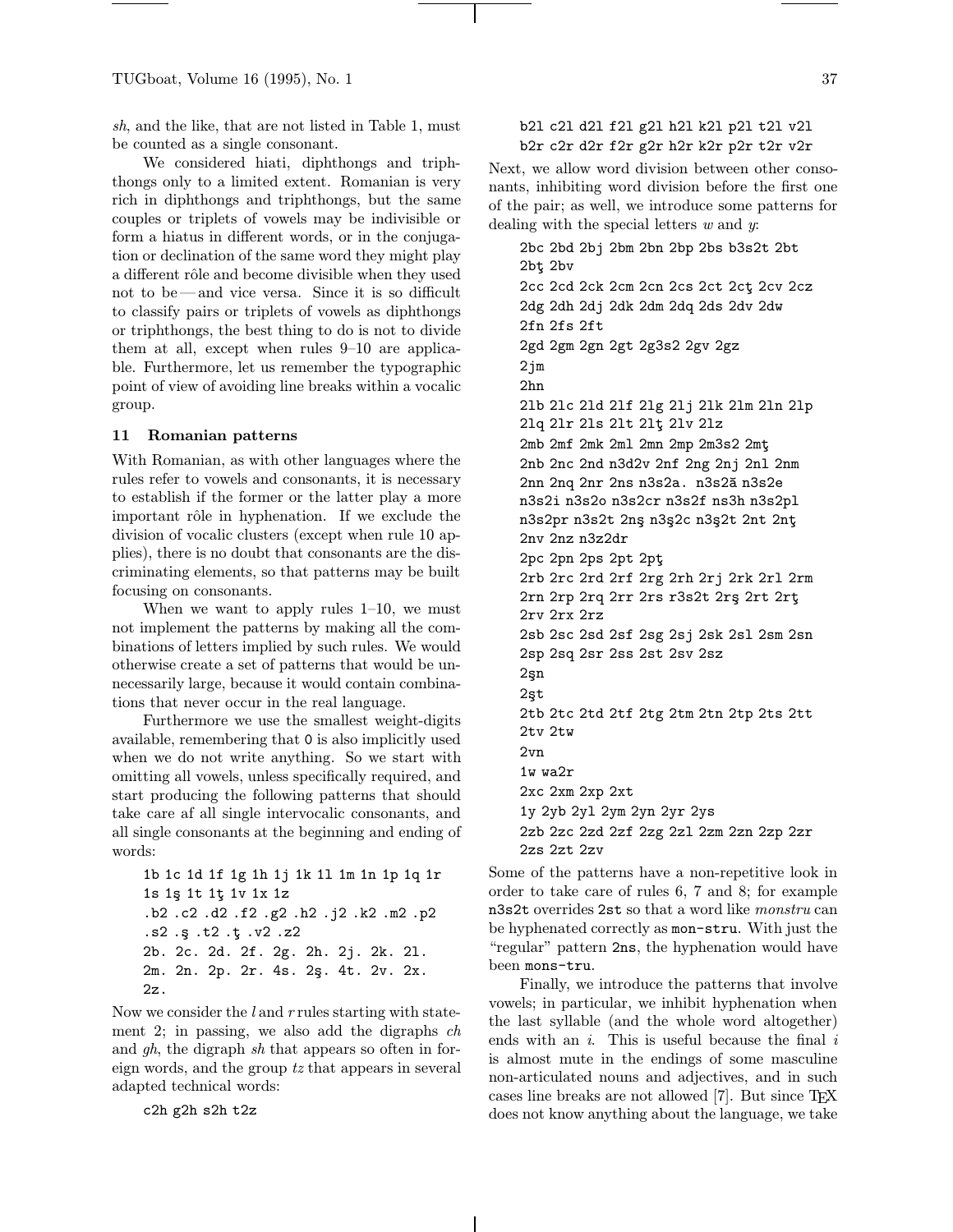*sh*, and the like, that are not listed in Table 1, must be counted as a single consonant.

We considered hiati, diphthongs and triphthongs only to a limited extent. Romanian is very rich in diphthongs and triphthongs, but the same couples or triplets of vowels may be indivisible or form a hiatus in different words, or in the conjugation or declination of the same word they might play a different rôle and become divisible when they used not to be — and vice versa. Since it is so difficult to classify pairs or triplets of vowels as diphthongs or triphthongs, the best thing to do is not to divide them at all, except when rules 9–10 are applicable. Furthermore, let us remember the typographic point of view of avoiding line breaks within a vocalic group.

## 11 Romanian patterns

With Romanian, as with other languages where the rules refer to vowels and consonants, it is necessary to establish if the former or the latter play a more important rôle in hyphenation. If we exclude the division of vocalic clusters (except when rule 10 applies), there is no doubt that consonants are the discriminating elements, so that patterns may be built focusing on consonants.

When we want to apply rules 1–10, we must not implement the patterns by making all the combinations of letters implied by such rules. We would otherwise create a set of patterns that would be unnecessarily large, because it would contain combinations that never occur in the real language.

Furthermore we use the smallest weight-digits available, remembering that `0` is also implicitly used when we do not write anything. So we start with omitting all vowels, unless specifically required, and start producing the following patterns that should take care af all single intervocalic consonants, and all single consonants at the beginning and ending of words:

```
1b 1c 1d 1f 1g 1h 1j 1k 1l 1m 1n 1p 1q 1r
1s 1ş 1t 1ţ 1v 1x 1z
.b2 .c2 .d2 .f2 .g2 .h2 .j2 .k2 .m2 .p2
.s2 .ş .t2 .ţ .v2 .z2
2b. 2c. 2d. 2f. 2g. 2h. 2j. 2k. 2l.
2m. 2n. 2p. 2r. 4s. 2ş. 4t. 2v. 2x.
2z.
```

Now we consider the *l* and *r* rules starting with statement 2; in passing, we also add the digraphs *ch* and *gh*, the digraph *sh* that appears so often in foreign words, and the group *tz* that appears in several adapted technical words:

```
c2h g2h s2h t2z
```

```
b2l c2l d2l f2l g2l h2l k2l p2l t2l v2l
b2r c2r d2r f2r g2r h2r k2r p2r t2r v2r
```

Next, we allow word division between other consonants, inhibiting word division before the first one of the pair; as well, we introduce some patterns for dealing with the special letters *w* and *y*:

```
2bc 2bd 2bj 2bm 2bn 2bp 2bs b3s2t 2bt
2bţ 2bv
2cc 2cd 2ck 2cm 2cn 2cs 2ct 2cţ 2cv 2cz
2dg 2dh 2dj 2dk 2dm 2dq 2ds 2dv 2dw
2fn 2fs 2ft
2gd 2gm 2gn 2gt 2g3s2 2gv 2gz
2jm
2hn
2lb 2lc 2ld 2lf 2lg 2lj 2lk 2lm 2ln 2lp
2lq 2lr 2ls 2lt 2lţ 2lv 2lz
2mb 2mf 2mk 2ml 2mn 2mp 2m3s2 2mţ
2nb 2nc 2nd n3d2v 2nf 2ng 2nj 2nl 2nm
2nn 2nq 2nr 2ns n3s2a. n3s2ă n3s2e
n3s2i n3s2o n3s2cr n3s2f ns3h n3s2pl
n3s2pr n3s2t 2nş n3ş2c n3ş2t 2nt 2nţ
2nv 2nz n3z2dr
2pc 2pn 2ps 2pt 2pţ
2rb 2rc 2rd 2rf 2rg 2rh 2rj 2rk 2rl 2rm
2rn 2rp 2rq 2rr 2rs r3s2t 2rş 2rt 2rţ
2rv 2rx 2rz
2sb 2sc 2sd 2sf 2sg 2sj 2sk 2sl 2sm 2sn
2sp 2sq 2sr 2ss 2st 2sv 2sz
2şn
2şt
2tb 2tc 2td 2tf 2tg 2tm 2tn 2tp 2ts 2tt
2tv 2tw
2vn
1w wa2r
2xc 2xm 2xp 2xt
1y 2yb 2yl 2ym 2yn 2yr 2ys
2zb 2zc 2zd 2zf 2zg 2zl 2zm 2zn 2zp 2zr
2zs 2zt 2zv
```

Some of the patterns have a non-repetitive look in order to take care of rules 6, 7 and 8; for example `n3s2t` overrides `2st` so that a word like *monstru* can be hyphenated correctly as `mon-stru`. With just the "regular" pattern `2ns`, the hyphenation would have been `mons-tru`.

Finally, we introduce the patterns that involve vowels; in particular, we inhibit hyphenation when the last syllable (and the whole word altogether) ends with an *i*. This is useful because the final *i* is almost mute in the endings of some masculine non-articulated nouns and adjectives, and in such cases line breaks are not allowed [7]. But since TEX does not know anything about the language, we take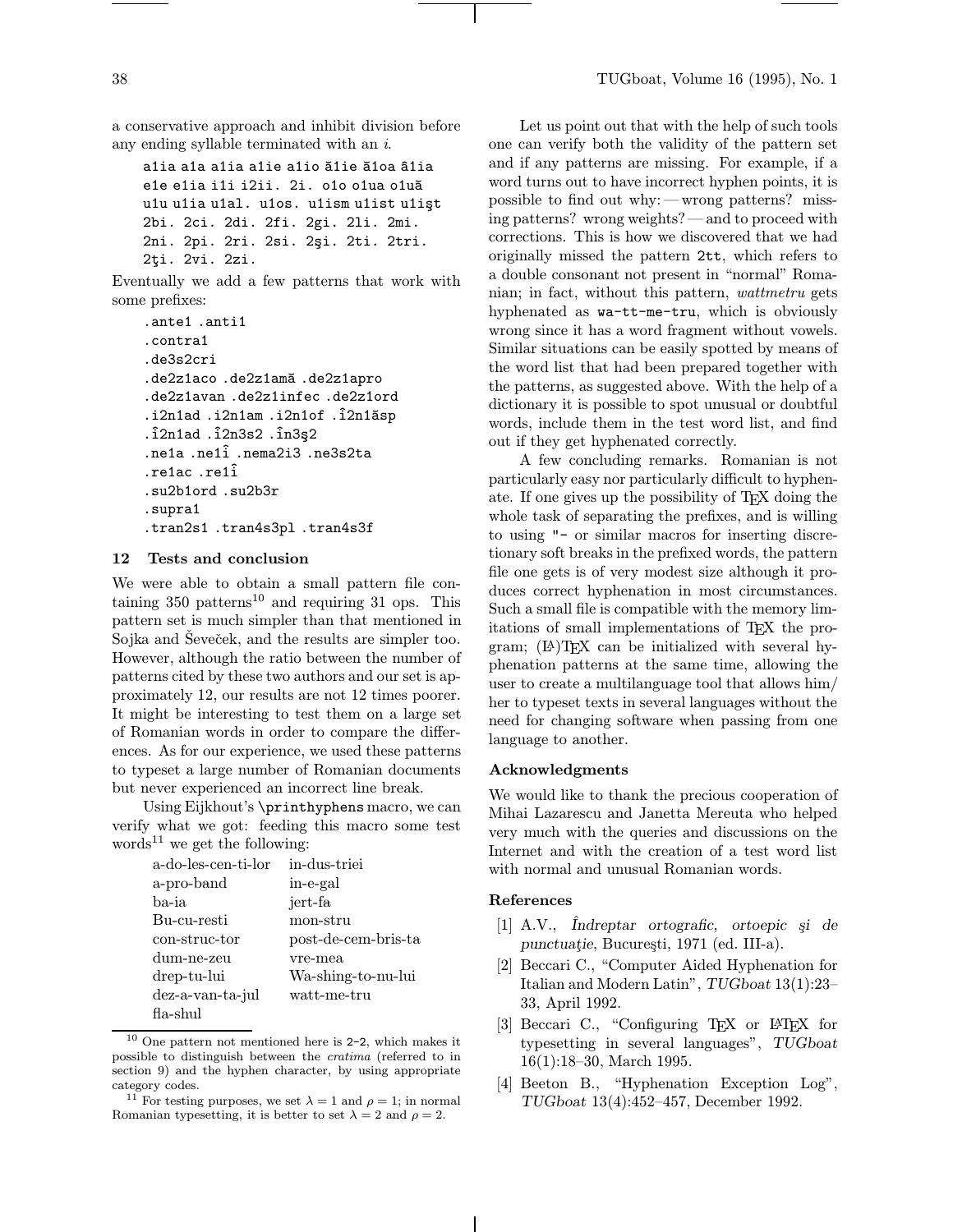a conservative approach and inhibit division before any ending syllable terminated with an *i*.

```
a1ia a1a a1ia a1ie a1io ă1ie ă1oa â1ia
e1e e1ia i1i i2ii. 2i. o1o o1ua o1uă
u1u u1ia u1al. u1os. u1ism u1ist u1işt
2bi. 2ci. 2di. 2fi. 2gi. 2li. 2mi.
2ni. 2pi. 2ri. 2si. 2şi. 2ti. 2tri.
2ţi. 2vi. 2zi.
```

Eventually we add a few patterns that work with some prefixes:

```
.ante1 .anti1
.contra1
.de3s2cri
.de2z1aco .de2z1amă .de2z1apro
.de2z1avan .de2z1infec .de2z1ord
.i2n1ad .i2n1am .i2n1of .î2n1ăsp
.î2n1ad .î2n3s2 .în3ş2
.ne1a .ne1î .nema2i3 .ne3s2ta
.re1ac .re1î
.su2b1ord .su2b3r
.supra1
.tran2s1 .tran4s3pl .tran4s3f
```

## 12 Tests and conclusion

We were able to obtain a small pattern file containing 350 patterns[10] and requiring 31 ops. This pattern set is much simpler than that mentioned in Sojka and Ševeček, and the results are simpler too. However, although the ratio between the number of patterns cited by these two authors and our set is approximately 12, our results are not 12 times poorer. It might be interesting to test them on a large set of Romanian words in order to compare the differences. As for our experience, we used these patterns to typeset a large number of Romanian documents but never experienced an incorrect line break.

Using Eijkhout's `\printhyphens` macro, we can verify what we got: feeding this macro some test words[11] we get the following:

| | |
|---|---|
| a-do-les-cen-ti-lor | in-dus-triei |
| a-pro-band | in-e-gal |
| ba-ia | jert-fa |
| Bu-cu-resti | mon-stru |
| con-struc-tor | post-de-cem-bris-ta |
| dum-ne-zeu | vre-mea |
| drep-tu-lui | Wa-shing-to-nu-lui |
| dez-a-van-ta-jul | watt-me-tru |
| fla-shul | |

Let us point out that with the help of such tools one can verify both the validity of the pattern set and if any patterns are missing. For example, if a word turns out to have incorrect hyphen points, it is possible to find out why: — wrong patterns? missing patterns? wrong weights? — and to proceed with corrections. This is how we discovered that we had originally missed the pattern `2tt`, which refers to a double consonant not present in "normal" Romanian; in fact, without this pattern, *wattmetru* gets hyphenated as `wa-tt-me-tru`, which is obviously wrong since it has a word fragment without vowels. Similar situations can be easily spotted by means of the word list that had been prepared together with the patterns, as suggested above. With the help of a dictionary it is possible to spot unusual or doubtful words, include them in the test word list, and find out if they get hyphenated correctly.

A few concluding remarks. Romanian is not particularly easy nor particularly difficult to hyphenate. If one gives up the possibility of TEX doing the whole task of separating the prefixes, and is willing to using `"-` or similar macros for inserting discretionary soft breaks in the prefixed words, the pattern file one gets is of very modest size although it produces correct hyphenation in most circumstances. Such a small file is compatible with the memory limitations of small implementations of TEX the program; (LA)TEX can be initialized with several hyphenation patterns at the same time, allowing the user to create a multilanguage tool that allows him/her to typeset texts in several languages without the need for changing software when passing from one language to another.

### Acknowledgments

We would like to thank the precious cooperation of Mihai Lazarescu and Janetta Mereuta who helped very much with the queries and discussions on the Internet and with the creation of a test word list with normal and unusual Romanian words.

### References

[1] A.V., *Îndreptar ortografic, ortoepic şi de punctuaţie*, Bucureşti, 1971 (ed. III-a).

[2] Beccari C., "Computer Aided Hyphenation for Italian and Modern Latin", *TUGboat* 13(1):23–33, April 1992.

[3] Beccari C., "Configuring TEX or LATEX for typesetting in several languages", *TUGboat* 16(1):18–30, March 1995.

[4] Beeton B., "Hyphenation Exception Log", *TUGboat* 13(4):452–457, December 1992.

---

[10] One pattern not mentioned here is `2-2`, which makes it possible to distinguish between the *cratima* (referred to in section 9) and the hyphen character, by using appropriate category codes.

[11] For testing purposes, we set $\lambda = 1$ and $\rho = 1$; in normal Romanian typesetting, it is better to set $\lambda = 2$ and $\rho = 2$.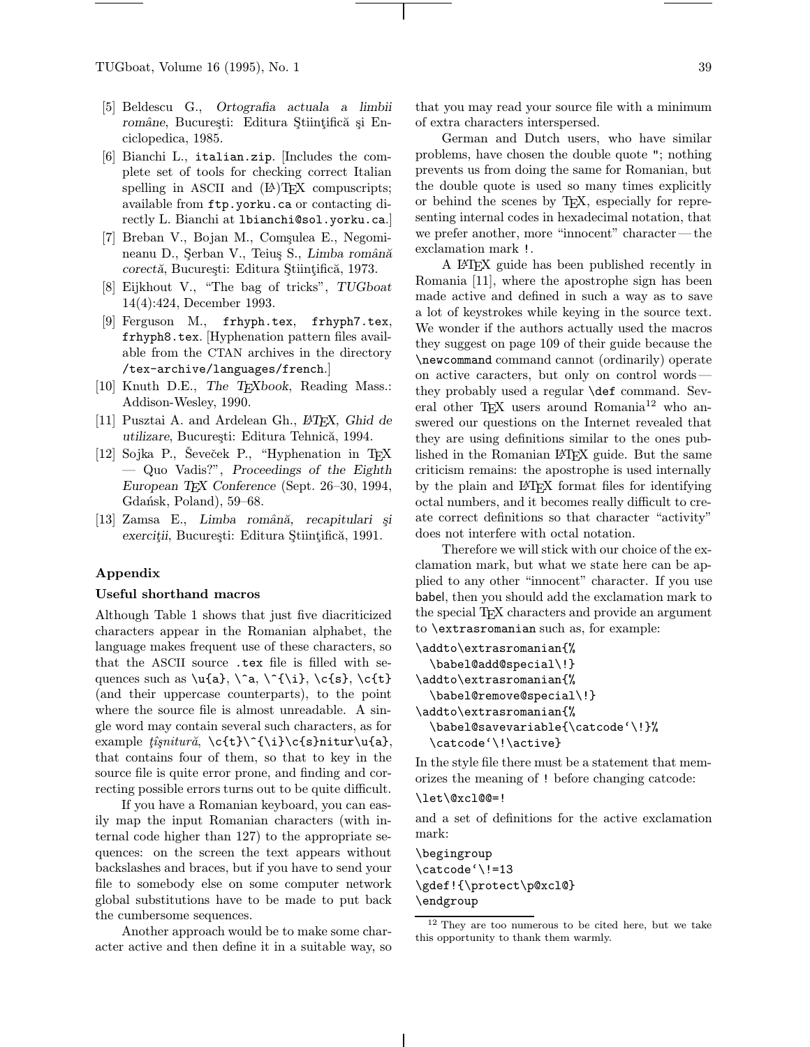[5] Beldescu G., *Ortografia actuala a limbii române*, Bucureşti: Editura Ştiinţifică şi Enciclopedica, 1985.

[6] Bianchi L., `italian.zip`. [Includes the complete set of tools for checking correct Italian spelling in ASCII and (LA)TEX compuscripts; available from `ftp.yorku.ca` or contacting directly L. Bianchi at `lbianchi@sol.yorku.ca`.]

[7] Breban V., Bojan M., Comşulea E., Negomineanu D., Şerban V., Teiuş S., *Limba română corectă*, Bucureşti: Editura Ştiinţifică, 1973.

[8] Eijkhout V., "The bag of tricks", *TUGboat* 14(4):424, December 1993.

[9] Ferguson M., `frhyph.tex`, `frhyph7.tex`, `frhyph8.tex`. [Hyphenation pattern files available from the CTAN archives in the directory `/tex-archive/languages/french`.]

[10] Knuth D.E., *The TEXbook*, Reading Mass.: Addison-Wesley, 1990.

[11] Pusztai A. and Ardelean Gh., *LATEX, Ghid de utilizare*, Bucureşti: Editura Tehnică, 1994.

[12] Sojka P., Ševeček P., "Hyphenation in TEX — Quo Vadis?", *Proceedings of the Eighth European TEX Conference* (Sept. 26–30, 1994, Gdańsk, Poland), 59–68.

[13] Zamsa E., *Limba română, recapitulari şi exerciţii*, Bucureşti: Editura Ştiinţifică, 1991.

## Appendix

### Useful shorthand macros

Although Table 1 shows that just five diacriticized characters appear in the Romanian alphabet, the language makes frequent use of these characters, so that the ASCII source `.tex` file is filled with sequences such as `\u{a}`, `\^a`, `\^{\i}`, `\c{s}`, `\c{t}` (and their uppercase counterparts), to the point where the source file is almost unreadable. A single word may contain several such characters, as for example *ţîşnitură*, `\c{t}\^{\i}\c{s}nitur\u{a}`, that contains four of them, so that to key in the source file is quite error prone, and finding and correcting possible errors turns out to be quite difficult.

If you have a Romanian keyboard, you can easily map the input Romanian characters (with internal code higher than 127) to the appropriate sequences: on the screen the text appears without backslashes and braces, but if you have to send your file to somebody else on some computer network global substitutions have to be made to put back the cumbersome sequences.

Another approach would be to make some character active and then define it in a suitable way, so that you may read your source file with a minimum of extra characters interspersed.

German and Dutch users, who have similar problems, have chosen the double quote `"`; nothing prevents us from doing the same for Romanian, but the double quote is used so many times explicitly or behind the scenes by TEX, especially for representing internal codes in hexadecimal notation, that we prefer another, more "innocent" character — the exclamation mark `!`.

A LATEX guide has been published recently in Romania [11], where the apostrophe sign has been made active and defined in such a way as to save a lot of keystrokes while keying in the source text. We wonder if the authors actually used the macros they suggest on page 109 of their guide because the `\newcommand` command cannot (ordinarily) operate on active caracters, but only on control words — they probably used a regular `\def` command. Several other TEX users around Romania[12] who answered our questions on the Internet revealed that they are using definitions similar to the ones published in the Romanian LATEX guide. But the same criticism remains: the apostrophe is used internally by the plain and LATEX format files for identifying octal numbers, and it becomes really difficult to create correct definitions so that character "activity" does not interfere with octal notation.

Therefore we will stick with our choice of the exclamation mark, but what we state here can be applied to any other "innocent" character. If you use babel, then you should add the exclamation mark to the special TEX characters and provide an argument to `\extrasromanian` such as, for example:

```
\addto\extrasromanian{%
  \babel@add@special\!}
\addto\extrasromanian{%
  \babel@remove@special\!}
\addto\extrasromanian{%
  \babel@savevariable{\catcode`\!}%
  \catcode`\!\active}
```

In the style file there must be a statement that memorizes the meaning of `!` before changing catcode:

```
\let\@xcl@@=!
```

and a set of definitions for the active exclamation mark:

```
\begingroup
\catcode`\!=13
\gdef!{\protect\p@xcl@}
\endgroup
```

[12] They are too numerous to be cited here, but we take this opportunity to thank them warmly.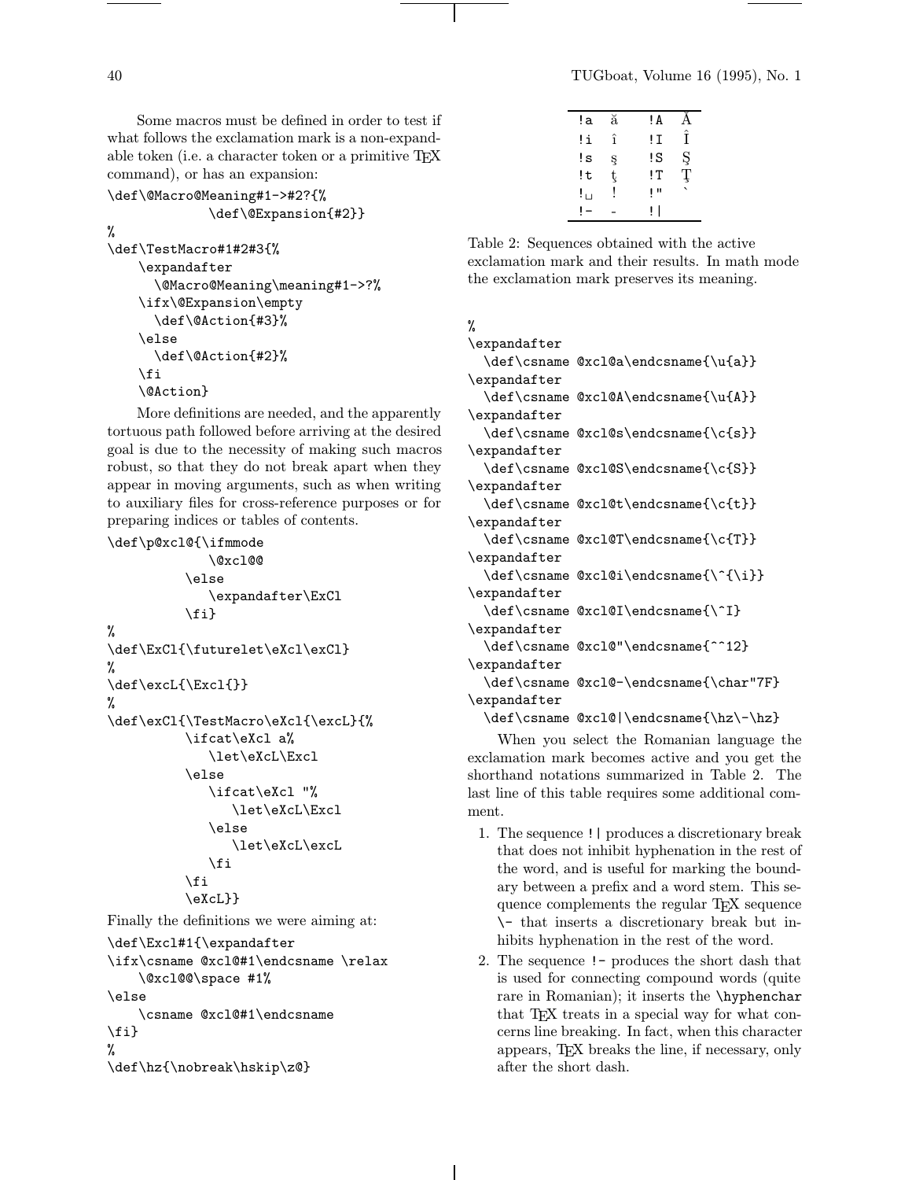Some macros must be defined in order to test if what follows the exclamation mark is a non-expandable token (i.e. a character token or a primitive TEX command), or has an expansion:

```
\def\@Macro@Meaning#1->#2?{%
            \def\@Expansion{#2}}
%
\def\TestMacro#1#2#3{%
    \expandafter
      \@Macro@Meaning\meaning#1->?%
    \ifx\@Expansion\empty
      \def\@Action{#3}%
    \else
      \def\@Action{#2}%
    \fi
    \@Action}
```

More definitions are needed, and the apparently tortuous path followed before arriving at the desired goal is due to the necessity of making such macros robust, so that they do not break apart when they appear in moving arguments, such as when writing to auxiliary files for cross-reference purposes or for preparing indices or tables of contents.

```
\def\p@xcl@{\ifmmode
            \@xcl@@
          \else
            \expandafter\ExCl
          \fi}
%
\def\ExCl{\futurelet\eXcl\exCl}
%
\def\excL{\Excl{}}
%
\def\exCl{\TestMacro\eXcl{\excL}{%
          \ifcat\eXcl a%
            \let\eXcL\Excl
          \else
            \ifcat\eXcl "%
              \let\eXcL\Excl
            \else
              \let\eXcL\excL
            \fi
          \fi
          \eXcL}}
```

Finally the definitions we were aiming at:

```
\def\Excl#1{\expandafter
\ifx\csname @xcl@#1\endcsname \relax
    \@xcl@@\space #1%
\else
    \csname @xcl@#1\endcsname
\fi}
%
\def\hz{\nobreak\hskip\z@}
```

| | | | |
|---|---|---|---|
| `!a` | ă | `!A` | Ă |
| `!i` | î | `!I` | Î |
| `!s` | ş | `!S` | Ş |
| `!t` | ţ | `!T` | Ţ |
| `!␣` | ! | `!"` | ` |
| `!-` | - | `!\|` | |

Table 2: Sequences obtained with the active exclamation mark and their results. In math mode the exclamation mark preserves its meaning.

```
%
\expandafter
  \def\csname @xcl@a\endcsname{\u{a}}
\expandafter
  \def\csname @xcl@A\endcsname{\u{A}}
\expandafter
  \def\csname @xcl@s\endcsname{\c{s}}
\expandafter
  \def\csname @xcl@S\endcsname{\c{S}}
\expandafter
  \def\csname @xcl@t\endcsname{\c{t}}
\expandafter
  \def\csname @xcl@T\endcsname{\c{T}}
\expandafter
  \def\csname @xcl@i\endcsname{\^{\i}}
\expandafter
  \def\csname @xcl@I\endcsname{\^I}
\expandafter
  \def\csname @xcl@"\endcsname{^^12}
\expandafter
  \def\csname @xcl@-\endcsname{\char"7F}
\expandafter
  \def\csname @xcl@|\endcsname{\hz\-\hz}
```

When you select the Romanian language the exclamation mark becomes active and you get the shorthand notations summarized in Table 2. The last line of this table requires some additional comment.

1. The sequence `!|` produces a discretionary break that does not inhibit hyphenation in the rest of the word, and is useful for marking the boundary between a prefix and a word stem. This sequence complements the regular TEX sequence `\-` that inserts a discretionary break but inhibits hyphenation in the rest of the word.
2. The sequence `!-` produces the short dash that is used for connecting compound words (quite rare in Romanian); it inserts the `\hyphenchar` that TEX treats in a special way for what concerns line breaking. In fact, when this character appears, TEX breaks the line, if necessary, only after the short dash.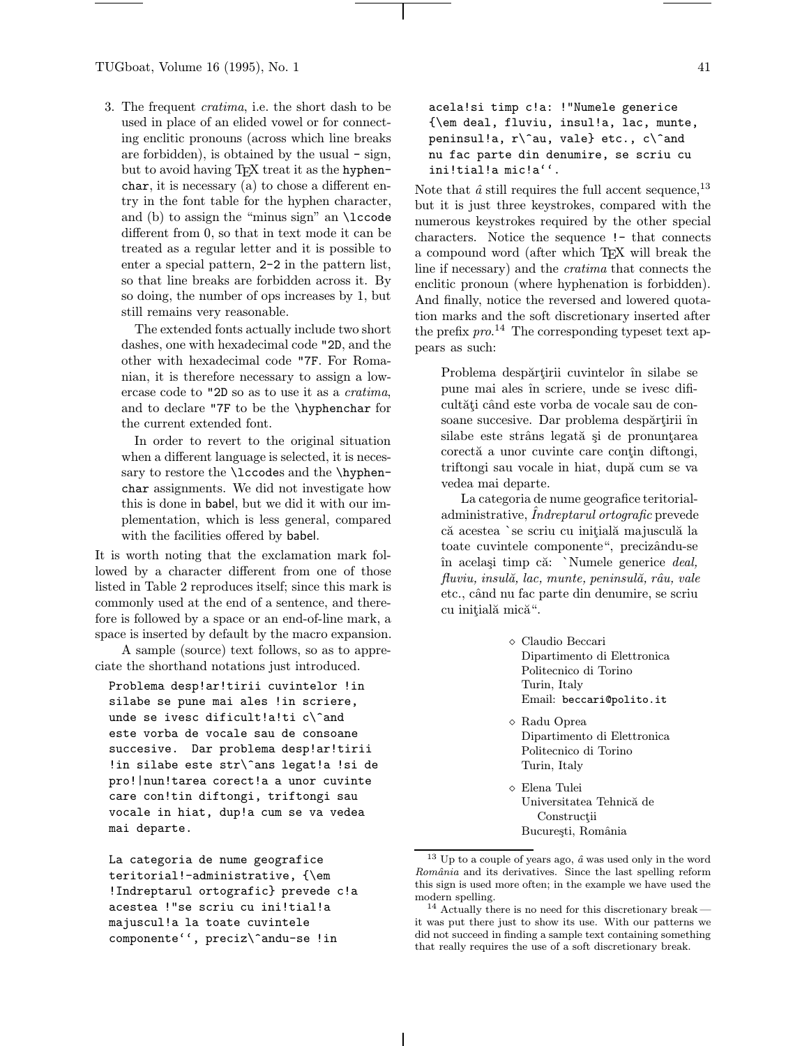3. The frequent *cratima*, i.e. the short dash to be used in place of an elided vowel or for connecting enclitic pronouns (across which line breaks are forbidden), is obtained by the usual `-` sign, but to avoid having TEX treat it as the `hyphenchar`, it is necessary (a) to chose a different entry in the font table for the hyphen character, and (b) to assign the "minus sign" an `\lccode` different from 0, so that in text mode it can be treated as a regular letter and it is possible to enter a special pattern, `2-2` in the pattern list, so that line breaks are forbidden across it. By so doing, the number of ops increases by 1, but still remains very reasonable.

   The extended fonts actually include two short dashes, one with hexadecimal code `"2D`, and the other with hexadecimal code `"7F`. For Romanian, it is therefore necessary to assign a lowercase code to `"2D` so as to use it as a *cratima*, and to declare `"7F` to be the `\hyphenchar` for the current extended font.

   In order to revert to the original situation when a different language is selected, it is necessary to restore the `\lccode`s and the `\hyphenchar` assignments. We did not investigate how this is done in babel, but we did it with our implementation, which is less general, compared with the facilities offered by babel.

It is worth noting that the exclamation mark followed by a character different from one of those listed in Table 2 reproduces itself; since this mark is commonly used at the end of a sentence, and therefore is followed by a space or an end-of-line mark, a space is inserted by default by the macro expansion.

A sample (source) text follows, so as to appreciate the shorthand notations just introduced.

```
Problema desp!ar!tirii cuvintelor !in
silabe se pune mai ales !in scriere,
unde se ivesc dificult!a!ti c\^and
este vorba de vocale sau de consoane
succesive.  Dar problema desp!ar!tirii
!in silabe este str\^ans legat!a !si de
pro!|nun!tarea corect!a a unor cuvinte
care con!tin diftongi, triftongi sau
vocale in hiat, dup!a cum se va vedea
mai departe.

La categoria de nume geografice
teritorial!-administrative, {\em
!Indreptarul ortografic} prevede c!a
acestea !"se scriu cu ini!tial!a
majuscul!a la toate cuvintele
componente'', preciz\^andu-se !in
acela!si timp c!a: !"Numele generice
{\em deal, fluviu, insul!a, lac, munte,
peninsul!a, r\^au, vale} etc., c\^and
nu fac parte din denumire, se scriu cu
ini!tial!a mic!a''.
```

Note that *â* still requires the full accent sequence,[13] but it is just three keystrokes, compared with the numerous keystrokes required by the other special characters. Notice the sequence `!-` that connects a compound word (after which TEX will break the line if necessary) and the *cratima* that connects the enclitic pronoun (where hyphenation is forbidden). And finally, notice the reversed and lowered quotation marks and the soft discretionary inserted after the prefix *pro*.[14] The corresponding typeset text appears as such:

> Problema despărţirii cuvintelor în silabe se pune mai ales în scriere, unde se ivesc dificultăţi când este vorba de vocale sau de consoane succesive. Dar problema despărţirii în silabe este strâns legată şi de pronunţarea corectă a unor cuvinte care conţin diftongi, triftongi sau vocale in hiat, după cum se va vedea mai departe.
>
> La categoria de nume geografice teritorial-administrative, *Îndreptarul ortografic* prevede că acestea „se scriu cu iniţială majusculă la toate cuvintele componente", precizându-se în acelaşi timp că: „Numele generice *deal, fluviu, insulă, lac, munte, peninsulă, râu, vale* etc., când nu fac parte din denumire, se scriu cu iniţială mică".

◇ Claudio Beccari
Dipartimento di Elettronica
Politecnico di Torino
Turin, Italy
Email: beccari@polito.it

◇ Radu Oprea
Dipartimento di Elettronica
Politecnico di Torino
Turin, Italy

◇ Elena Tulei
Universitatea Tehnică de Construcţii
Bucureşti, România

---

[13] Up to a couple of years ago, *â* was used only in the word *România* and its derivatives. Since the last spelling reform this sign is used more often; in the example we have used the modern spelling.

[14] Actually there is no need for this discretionary break — it was put there just to show its use. With our patterns we did not succeed in finding a sample text containing something that really requires the use of a soft discretionary break.